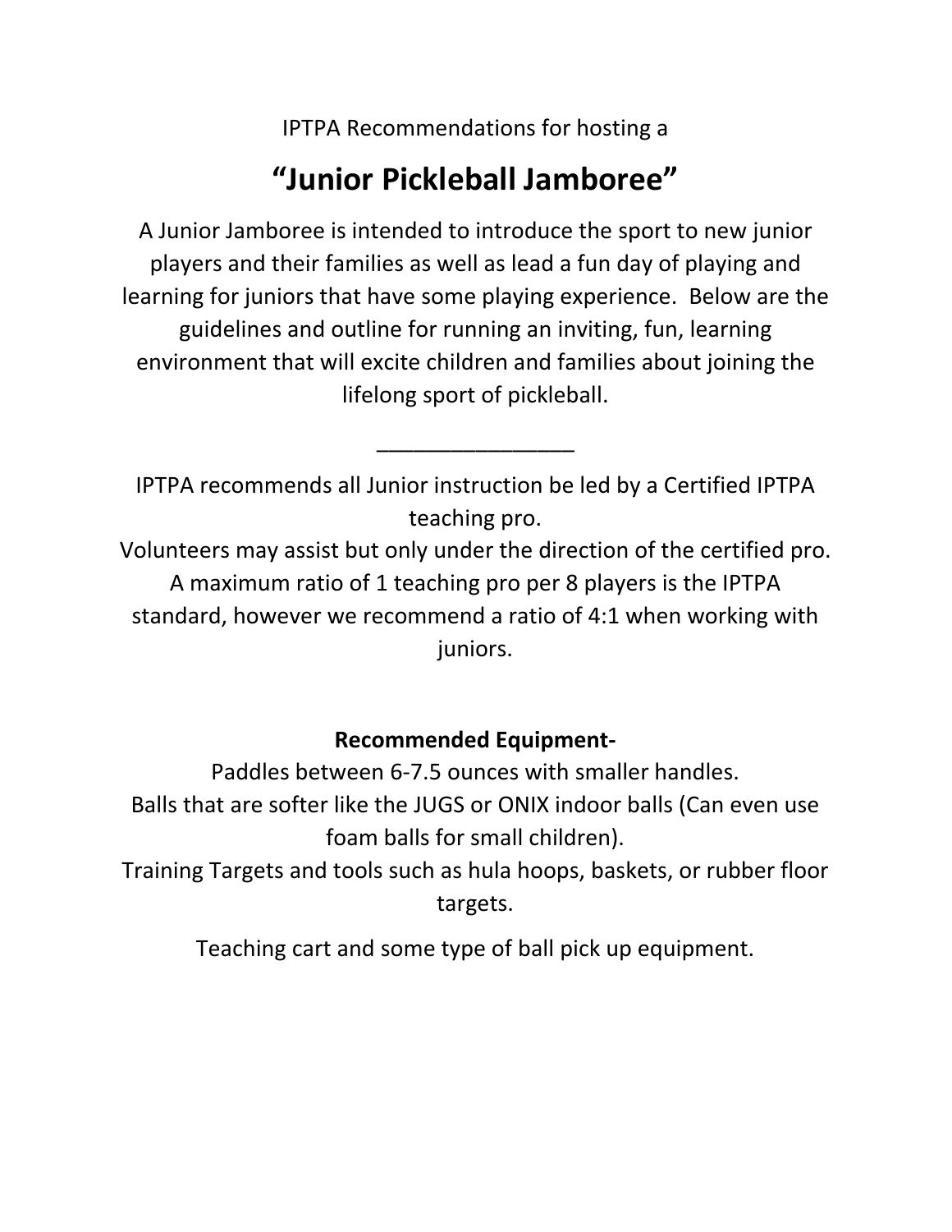IPTPA Recommendations for hosting a

# “Junior Pickleball Jamboree”

A Junior Jamboree is intended to introduce the sport to new junior players and their families as well as lead a fun day of playing and learning for juniors that have some playing experience. Below are the guidelines and outline for running an inviting, fun, learning environment that will excite children and families about joining the lifelong sport of pickleball.

---

IPTPA recommends all Junior instruction be led by a Certified IPTPA teaching pro.

Volunteers may assist but only under the direction of the certified pro.

A maximum ratio of 1 teaching pro per 8 players is the IPTPA standard, however we recommend a ratio of 4:1 when working with juniors.

**Recommended Equipment-**

Paddles between 6-7.5 ounces with smaller handles.

Balls that are softer like the JUGS or ONIX indoor balls (Can even use foam balls for small children).

Training Targets and tools such as hula hoops, baskets, or rubber floor targets.

Teaching cart and some type of ball pick up equipment.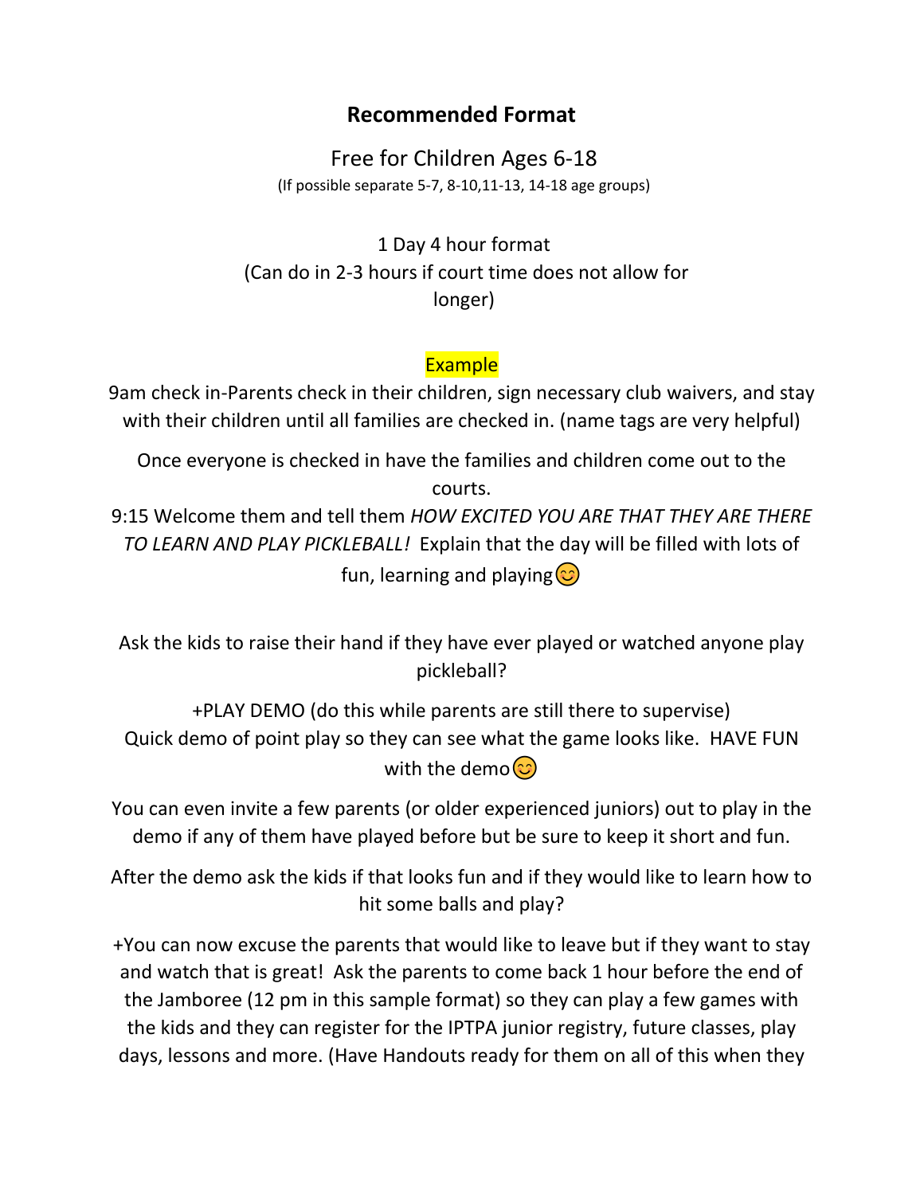# **Recommended Format**

Free for Children Ages 6-18

(If possible separate 5-7, 8-10,11-13, 14-18 age groups)

1 Day 4 hour format
(Can do in 2-3 hours if court time does not allow for longer)

Example

9am check in-Parents check in their children, sign necessary club waivers, and stay with their children until all families are checked in. (name tags are very helpful)

Once everyone is checked in have the families and children come out to the courts.

9:15 Welcome them and tell them *HOW EXCITED YOU ARE THAT THEY ARE THERE TO LEARN AND PLAY PICKLEBALL!* Explain that the day will be filled with lots of fun, learning and playing😊

Ask the kids to raise their hand if they have ever played or watched anyone play pickleball?

+PLAY DEMO (do this while parents are still there to supervise)
Quick demo of point play so they can see what the game looks like. HAVE FUN with the demo😊

You can even invite a few parents (or older experienced juniors) out to play in the demo if any of them have played before but be sure to keep it short and fun.

After the demo ask the kids if that looks fun and if they would like to learn how to hit some balls and play?

+You can now excuse the parents that would like to leave but if they want to stay and watch that is great! Ask the parents to come back 1 hour before the end of the Jamboree (12 pm in this sample format) so they can play a few games with the kids and they can register for the IPTPA junior registry, future classes, play days, lessons and more. (Have Handouts ready for them on all of this when they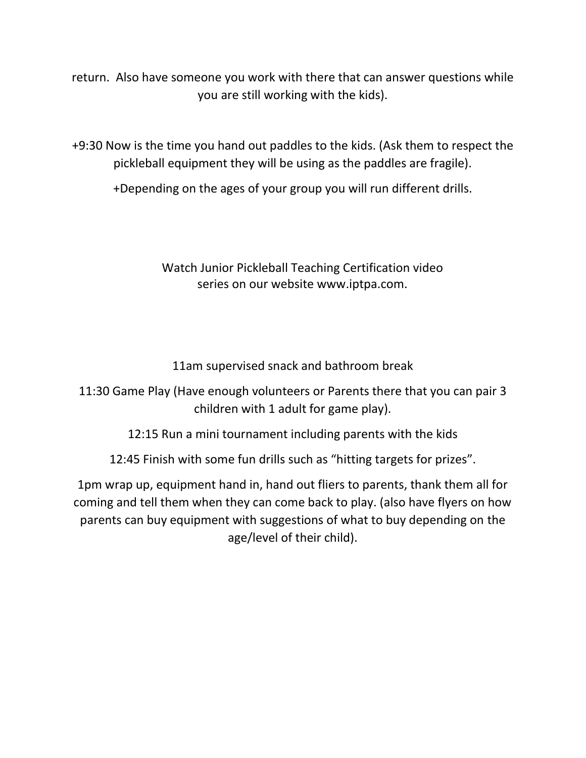return.  Also have someone you work with there that can answer questions while you are still working with the kids).

+9:30 Now is the time you hand out paddles to the kids. (Ask them to respect the pickleball equipment they will be using as the paddles are fragile).

+Depending on the ages of your group you will run different drills.

Watch Junior Pickleball Teaching Certification video series on our website www.iptpa.com.

11am supervised snack and bathroom break

11:30 Game Play (Have enough volunteers or Parents there that you can pair 3 children with 1 adult for game play).

12:15 Run a mini tournament including parents with the kids

12:45 Finish with some fun drills such as “hitting targets for prizes”.

1pm wrap up, equipment hand in, hand out fliers to parents, thank them all for coming and tell them when they can come back to play. (also have flyers on how parents can buy equipment with suggestions of what to buy depending on the age/level of their child).